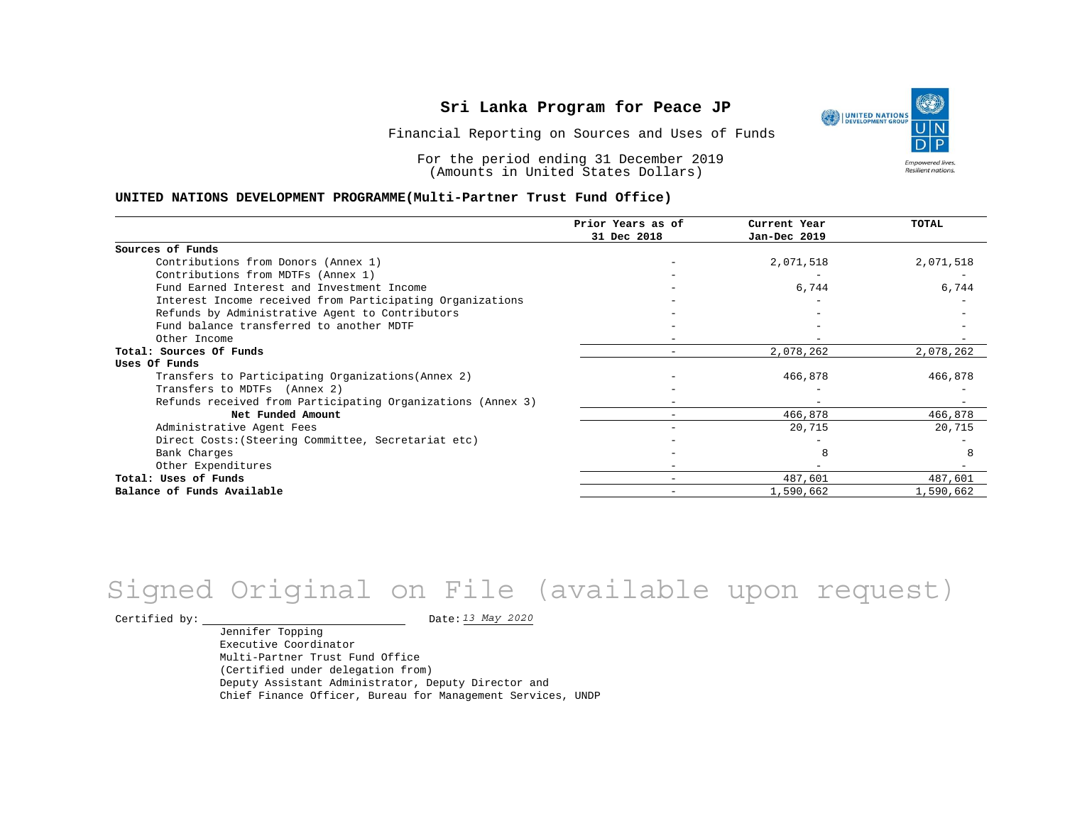# Sri Lanka Program for Peace JP

Financial Reporting on Sources and Uses of Funds

For the period ending 31 December 2019
(Amounts in United States Dollars)

**UNITED NATIONS DEVELOPMENT PROGRAMME(Multi-Partner Trust Fund Office)**

| | Prior Years as of 31 Dec 2018 | Current Year Jan-Dec 2019 | TOTAL |
|---|---|---|---|
| **Sources of Funds** | | | |
| Contributions from Donors (Annex 1) | - | 2,071,518 | 2,071,518 |
| Contributions from MDTFs (Annex 1) | - | - | - |
| Fund Earned Interest and Investment Income | - | 6,744 | 6,744 |
| Interest Income received from Participating Organizations | - | - | - |
| Refunds by Administrative Agent to Contributors | - | - | - |
| Fund balance transferred to another MDTF | - | - | - |
| Other Income | - | - | - |
| **Total: Sources Of Funds** | - | 2,078,262 | 2,078,262 |
| **Uses Of Funds** | | | |
| Transfers to Participating Organizations(Annex 2) | - | 466,878 | 466,878 |
| Transfers to MDTFs (Annex 2) | - | - | - |
| Refunds received from Participating Organizations (Annex 3) | - | - | - |
| **Net Funded Amount** | - | 466,878 | 466,878 |
| Administrative Agent Fees | - | 20,715 | 20,715 |
| Direct Costs:(Steering Committee, Secretariat etc) | - | - | - |
| Bank Charges | - | 8 | 8 |
| Other Expenditures | - | - | - |
| **Total: Uses of Funds** | - | 487,601 | 487,601 |
| **Balance of Funds Available** | - | 1,590,662 | 1,590,662 |

Signed Original on File (available upon request)

Certified by: ______________________ Date: *13 May 2020*

Jennifer Topping
Executive Coordinator
Multi-Partner Trust Fund Office
(Certified under delegation from)
Deputy Assistant Administrator, Deputy Director and
Chief Finance Officer, Bureau for Management Services, UNDP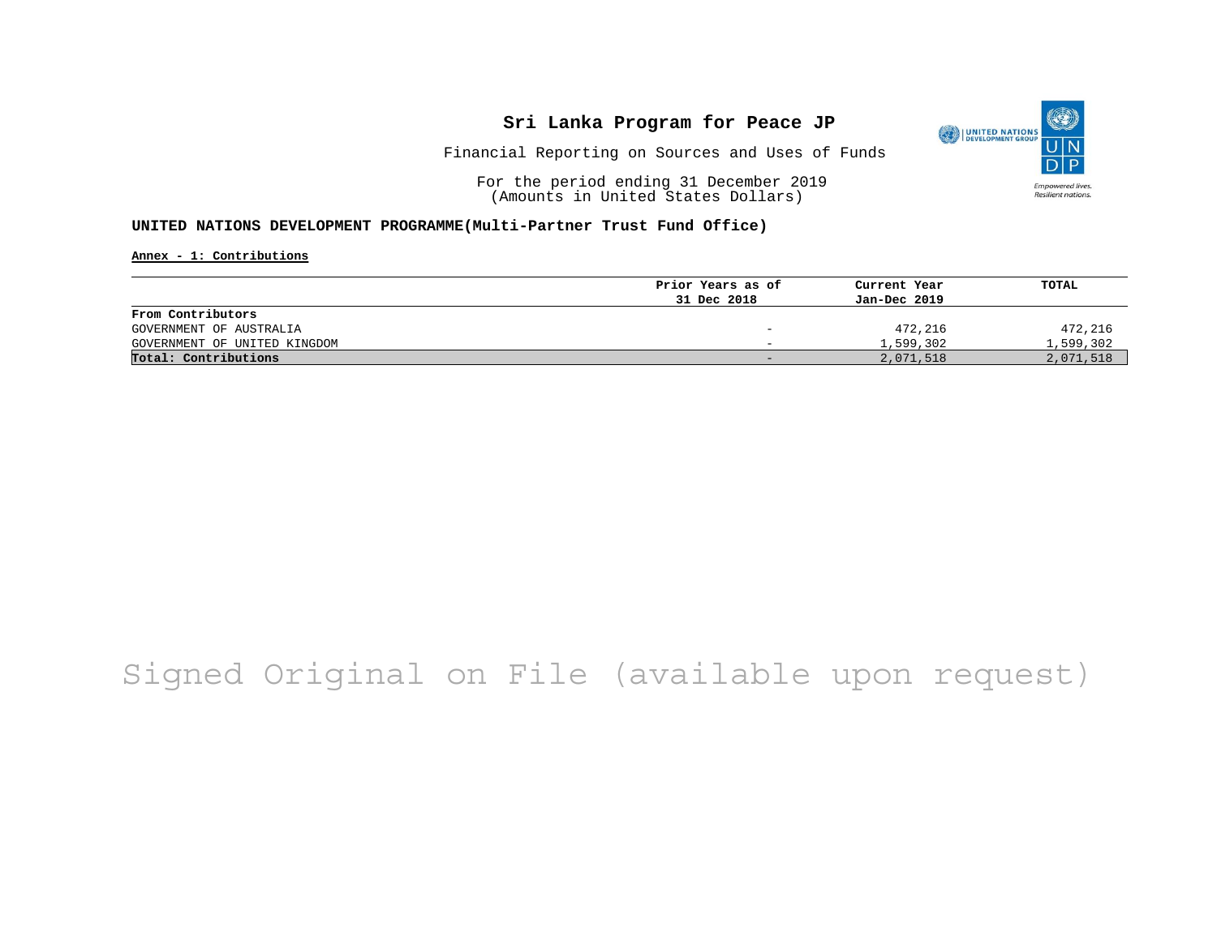# Sri Lanka Program for Peace JP

Financial Reporting on Sources and Uses of Funds

For the period ending 31 December 2019
(Amounts in United States Dollars)

**UNITED NATIONS DEVELOPMENT PROGRAMME(Multi-Partner Trust Fund Office)**

**Annex - 1: Contributions**

| | Prior Years as of 31 Dec 2018 | Current Year Jan-Dec 2019 | TOTAL |
|---|---|---|---|
| **From Contributors** | | | |
| GOVERNMENT OF AUSTRALIA | - | 472,216 | 472,216 |
| GOVERNMENT OF UNITED KINGDOM | - | 1,599,302 | 1,599,302 |
| **Total: Contributions** | - | 2,071,518 | 2,071,518 |

Signed Original on File (available upon request)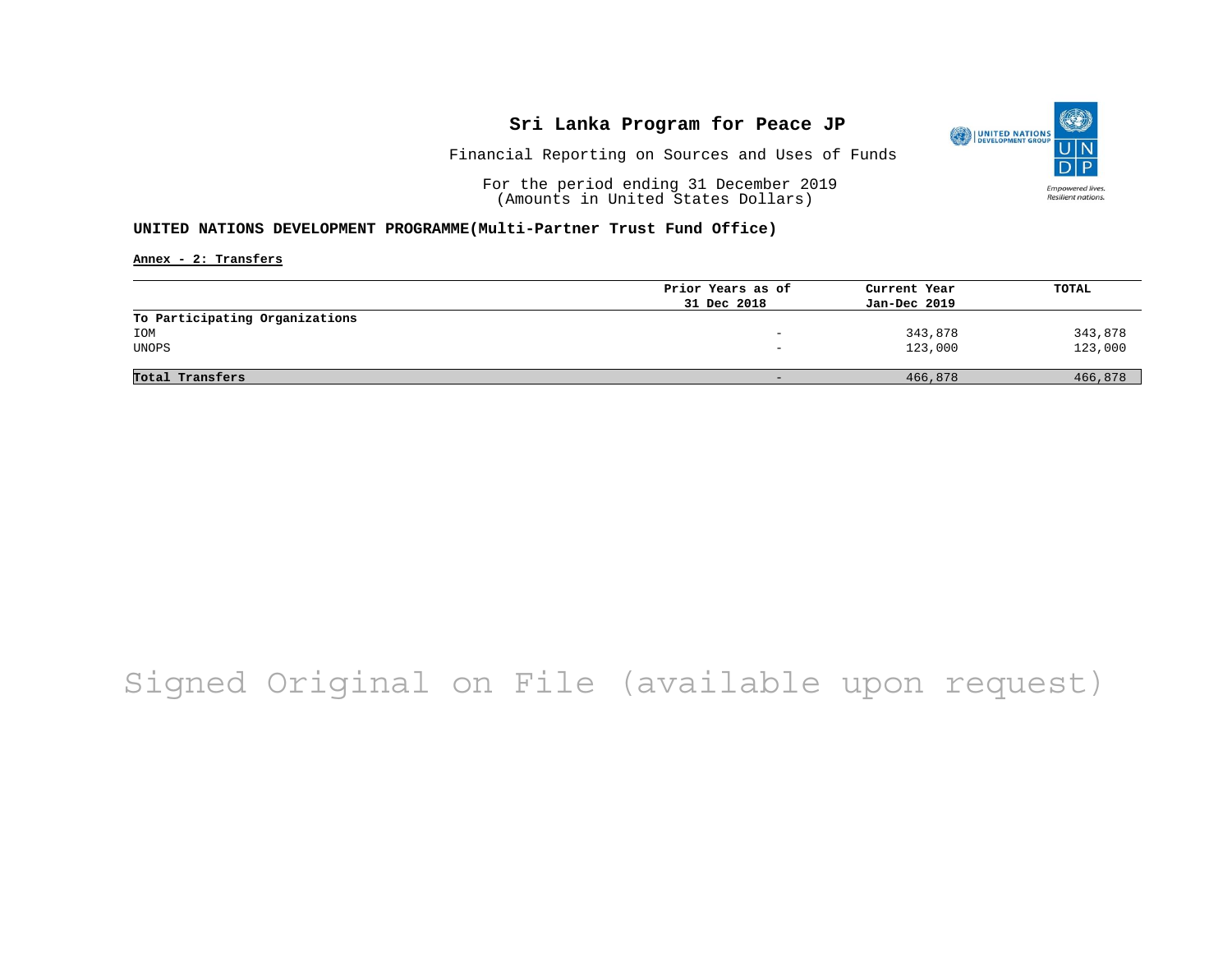**Sri Lanka Program for Peace JP**

Financial Reporting on Sources and Uses of Funds

For the period ending 31 December 2019
(Amounts in United States Dollars)

**UNITED NATIONS DEVELOPMENT PROGRAMME(Multi-Partner Trust Fund Office)**

**Annex - 2: Transfers**

| | Prior Years as of 31 Dec 2018 | Current Year Jan-Dec 2019 | TOTAL |
|---|---|---|---|
| **To Participating Organizations** | | | |
| IOM | - | 343,878 | 343,878 |
| UNOPS | - | 123,000 | 123,000 |
| **Total Transfers** | - | 466,878 | 466,878 |

Signed Original on File (available upon request)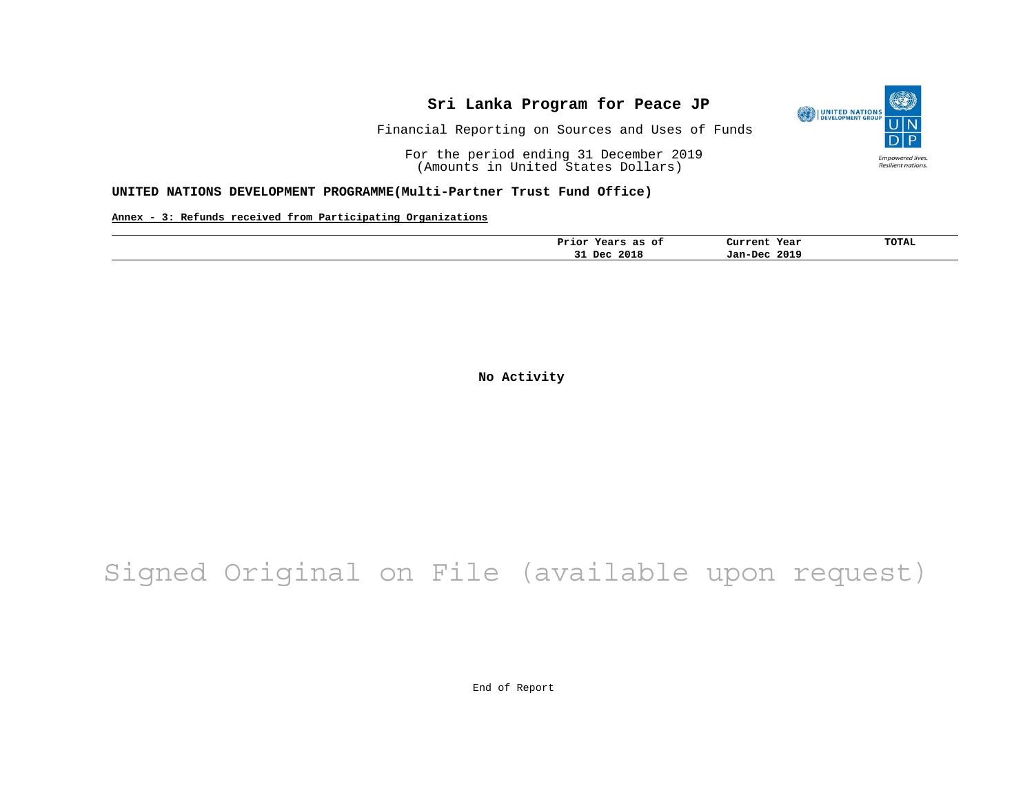# Sri Lanka Program for Peace JP

Financial Reporting on Sources and Uses of Funds

For the period ending 31 December 2019
(Amounts in United States Dollars)

**UNITED NATIONS DEVELOPMENT PROGRAMME(Multi-Partner Trust Fund Office)**

**Annex - 3: Refunds received from Participating Organizations**

| | Prior Years as of 31 Dec 2018 | Current Year Jan-Dec 2019 | TOTAL |
|---|---|---|---|

**No Activity**

Signed Original on File (available upon request)

End of Report